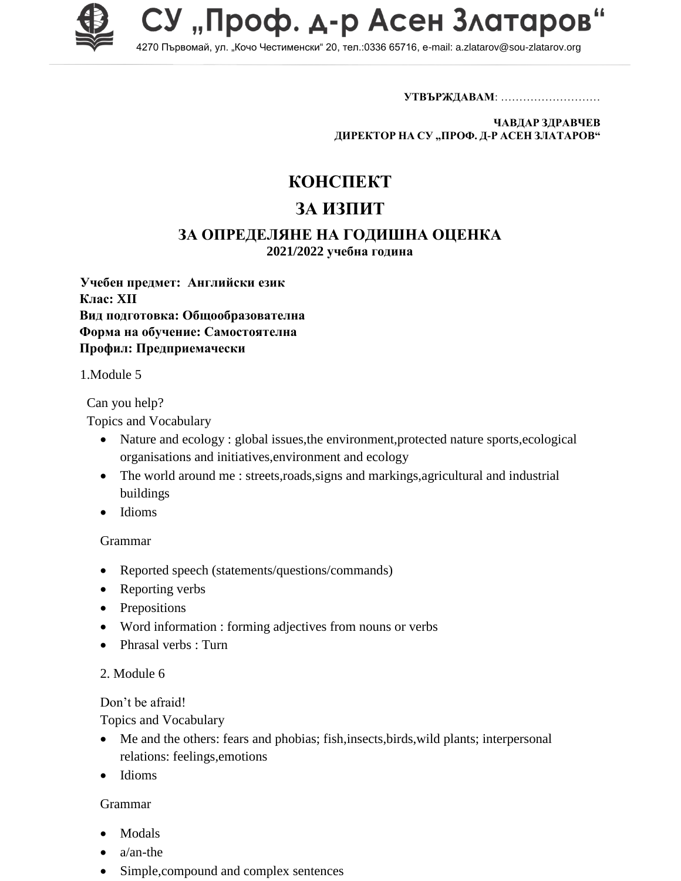# СУ „Проф. д-р Асен Златаров“

4270 Първомай, ул. „Кочо Честименски“ 20, тел.:0336 65716, e-mail: a.zlatarov@sou-zlatarov.org

**УТВЪРЖДАВАМ**: ………………………

**ЧАВДАР ЗДРАВЧЕВ**
**ДИРЕКТОР НА СУ „ПРОФ. Д-Р АСЕН ЗЛАТАРОВ“**

# КОНСПЕКТ

# ЗА ИЗПИТ

## ЗА ОПРЕДЕЛЯНЕ НА ГОДИШНА ОЦЕНКА

**2021/2022 учебна година**

**Учебен предмет: Английски език**
**Клас: XII**
**Вид подготовка: Общообразователна**
**Форма на обучение: Самостоятелна**
**Профил: Предприемачески**

1.Module 5

Can you help?
Topics and Vocabulary

- Nature and ecology : global issues,the environment,protected nature sports,ecological organisations and initiatives,environment and ecology
- The world around me : streets,roads,signs and markings,agricultural and industrial buildings
- Idioms

Grammar

- Reported speech (statements/questions/commands)
- Reporting verbs
- Prepositions
- Word information : forming adjectives from nouns or verbs
- Phrasal verbs : Turn

2. Module 6

Don’t be afraid!
Topics and Vocabulary

- Me and the others: fears and phobias; fish,insects,birds,wild plants; interpersonal relations: feelings,emotions
- Idioms

Grammar

- Modals
- a/an-the
- Simple,compound and complex sentences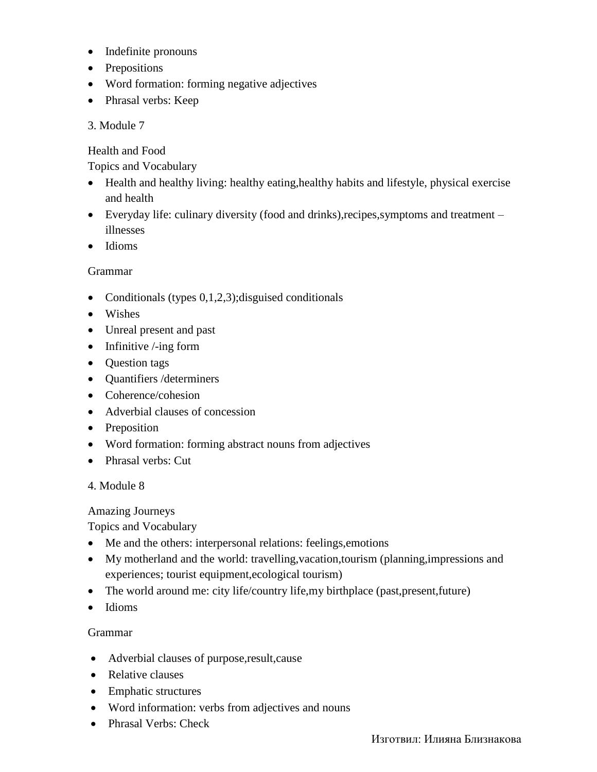- Indefinite pronouns
- Prepositions
- Word formation: forming negative adjectives
- Phrasal verbs: Keep

3. Module 7

Health and Food
Topics and Vocabulary

- Health and healthy living: healthy eating,healthy habits and lifestyle, physical exercise and health
- Everyday life: culinary diversity (food and drinks),recipes,symptoms and treatment – illnesses
- Idioms

Grammar

- Conditionals (types 0,1,2,3);disguised conditionals
- Wishes
- Unreal present and past
- Infinitive /-ing form
- Question tags
- Quantifiers /determiners
- Coherence/cohesion
- Adverbial clauses of concession
- Preposition
- Word formation: forming abstract nouns from adjectives
- Phrasal verbs: Cut

4. Module 8

Amazing Journeys
Topics and Vocabulary

- Me and the others: interpersonal relations: feelings,emotions
- My motherland and the world: travelling,vacation,tourism (planning,impressions and experiences; tourist equipment,ecological tourism)
- The world around me: city life/country life,my birthplace (past,present,future)
- Idioms

Grammar

- Adverbial clauses of purpose,result,cause
- Relative clauses
- Emphatic structures
- Word information: verbs from adjectives and nouns
- Phrasal Verbs: Check

Изготвил: Илияна Близнакова